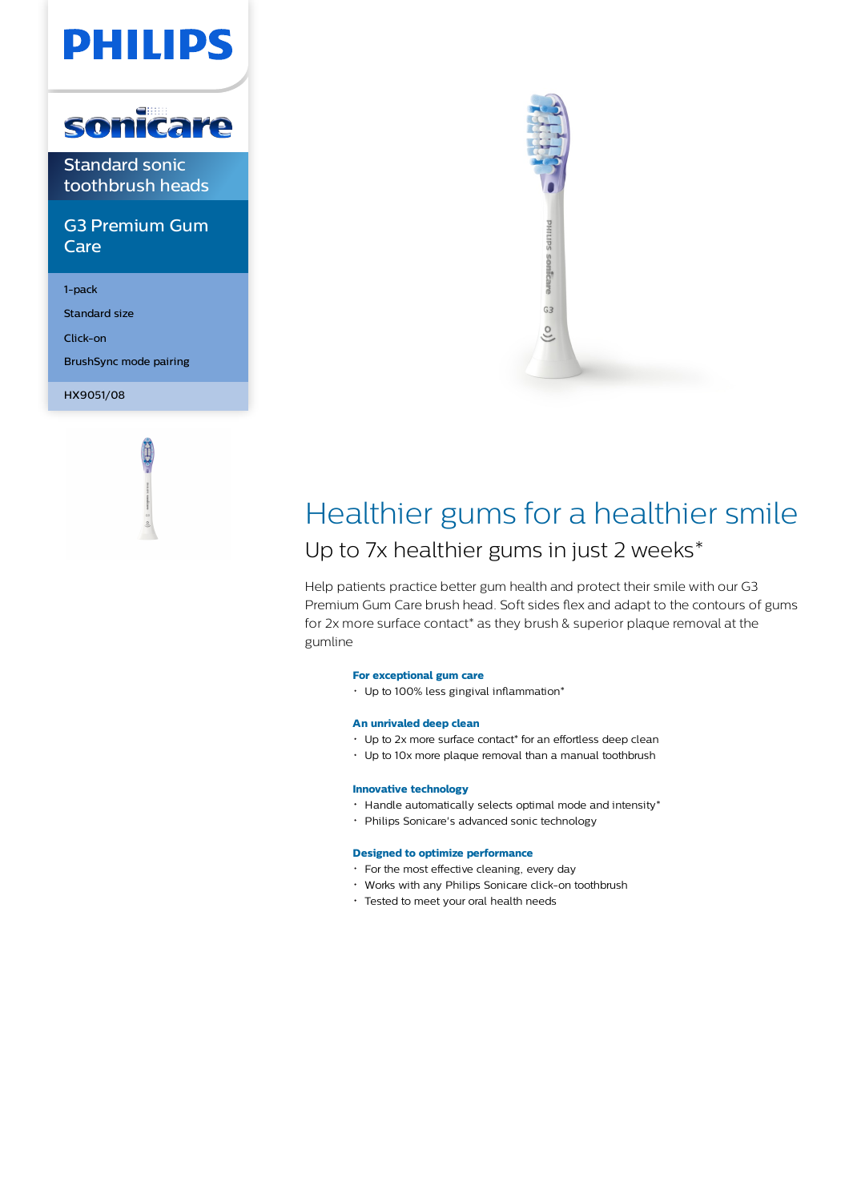PHILIPS

sonicare

Standard sonic toothbrush heads

## G3 Premium Gum Care

1-pack

Standard size

Click-on

BrushSync mode pairing

HX9051/08

# Healthier gums for a healthier smile

## Up to 7x healthier gums in just 2 weeks*

Help patients practice better gum health and protect their smile with our G3 Premium Gum Care brush head. Soft sides flex and adapt to the contours of gums for 2x more surface contact* as they brush & superior plaque removal at the gumline

**For exceptional gum care**

- Up to 100% less gingival inflammation*

**An unrivaled deep clean**

- Up to 2x more surface contact* for an effortless deep clean
- Up to 10x more plaque removal than a manual toothbrush

**Innovative technology**

- Handle automatically selects optimal mode and intensity*
- Philips Sonicare's advanced sonic technology

**Designed to optimize performance**

- For the most effective cleaning, every day
- Works with any Philips Sonicare click-on toothbrush
- Tested to meet your oral health needs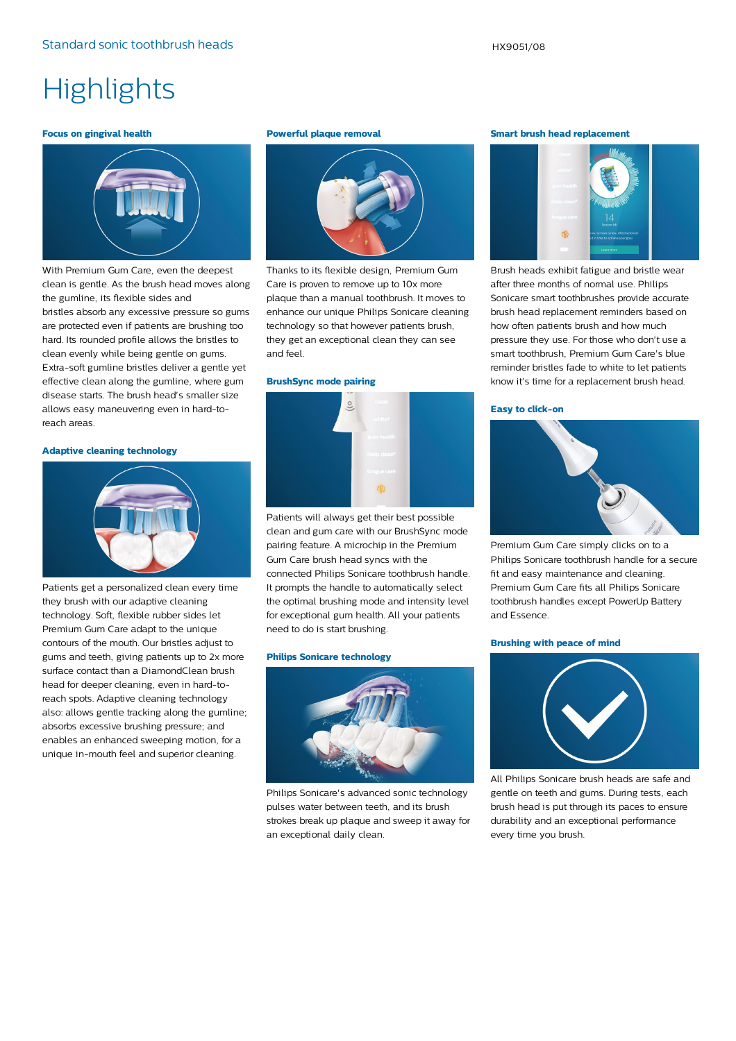# Highlights

### Focus on gingival health

With Premium Gum Care, even the deepest clean is gentle. As the brush head moves along the gumline, its flexible sides and bristles absorb any excessive pressure so gums are protected even if patients are brushing too hard. Its rounded profile allows the bristles to clean evenly while being gentle on gums. Extra-soft gumline bristles deliver a gentle yet effective clean along the gumline, where gum disease starts. The brush head's smaller size allows easy maneuvering even in hard-to-reach areas.

### Adaptive cleaning technology

Patients get a personalized clean every time they brush with our adaptive cleaning technology. Soft, flexible rubber sides let Premium Gum Care adapt to the unique contours of the mouth. Our bristles adjust to gums and teeth, giving patients up to 2x more surface contact than a DiamondClean brush head for deeper cleaning, even in hard-to-reach spots. Adaptive cleaning technology also: allows gentle tracking along the gumline; absorbs excessive brushing pressure; and enables an enhanced sweeping motion, for a unique in-mouth feel and superior cleaning.

### Powerful plaque removal

Thanks to its flexible design, Premium Gum Care is proven to remove up to 10x more plaque than a manual toothbrush. It moves to enhance our unique Philips Sonicare cleaning technology so that however patients brush, they get an exceptional clean they can see and feel.

### BrushSync mode pairing

Patients will always get their best possible clean and gum care with our BrushSync mode pairing feature. A microchip in the Premium Gum Care brush head syncs with the connected Philips Sonicare toothbrush handle. It prompts the handle to automatically select the optimal brushing mode and intensity level for exceptional gum health. All your patients need to do is start brushing.

### Philips Sonicare technology

Philips Sonicare's advanced sonic technology pulses water between teeth, and its brush strokes break up plaque and sweep it away for an exceptional daily clean.

### Smart brush head replacement

Brush heads exhibit fatigue and bristle wear after three months of normal use. Philips Sonicare smart toothbrushes provide accurate brush head replacement reminders based on how often patients brush and how much pressure they use. For those who don't use a smart toothbrush, Premium Gum Care's blue reminder bristles fade to white to let patients know it's time for a replacement brush head.

### Easy to click-on

Premium Gum Care simply clicks on to a Philips Sonicare toothbrush handle for a secure fit and easy maintenance and cleaning. Premium Gum Care fits all Philips Sonicare toothbrush handles except PowerUp Battery and Essence.

### Brushing with peace of mind

All Philips Sonicare brush heads are safe and gentle on teeth and gums. During tests, each brush head is put through its paces to ensure durability and an exceptional performance every time you brush.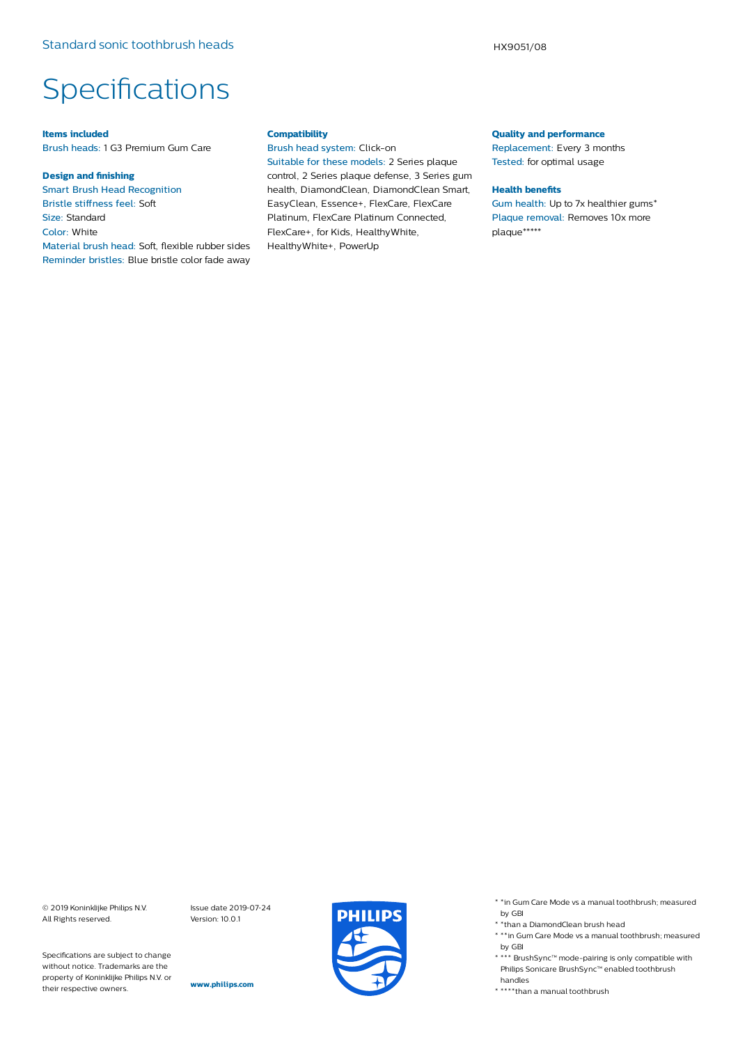# Specifications

### Items included

Brush heads: 1 G3 Premium Gum Care

### Design and finishing

Smart Brush Head Recognition
Bristle stiffness feel: Soft
Size: Standard
Color: White
Material brush head: Soft, flexible rubber sides
Reminder bristles: Blue bristle color fade away

### Compatibility

Brush head system: Click-on
Suitable for these models: 2 Series plaque control, 2 Series plaque defense, 3 Series gum health, DiamondClean, DiamondClean Smart, EasyClean, Essence+, FlexCare, FlexCare Platinum, FlexCare Platinum Connected, FlexCare+, for Kids, HealthyWhite, HealthyWhite+, PowerUp

### Quality and performance

Replacement: Every 3 months
Tested: for optimal usage

### Health benefits

Gum health: Up to 7x healthier gums*
Plaque removal: Removes 10x more plaque*****

© 2019 Koninklijke Philips N.V.
All Rights reserved.

Specifications are subject to change without notice. Trademarks are the property of Koninklijke Philips N.V. or their respective owners.

Issue date 2019-07-24
Version: 10.0.1

www.philips.com

- * *in Gum Care Mode vs a manual toothbrush; measured by GBI
- * *than a DiamondClean brush head
- * **in Gum Care Mode vs a manual toothbrush; measured by GBI
- * *** BrushSync™ mode-pairing is only compatible with Philips Sonicare BrushSync™ enabled toothbrush handles
- * ****than a manual toothbrush